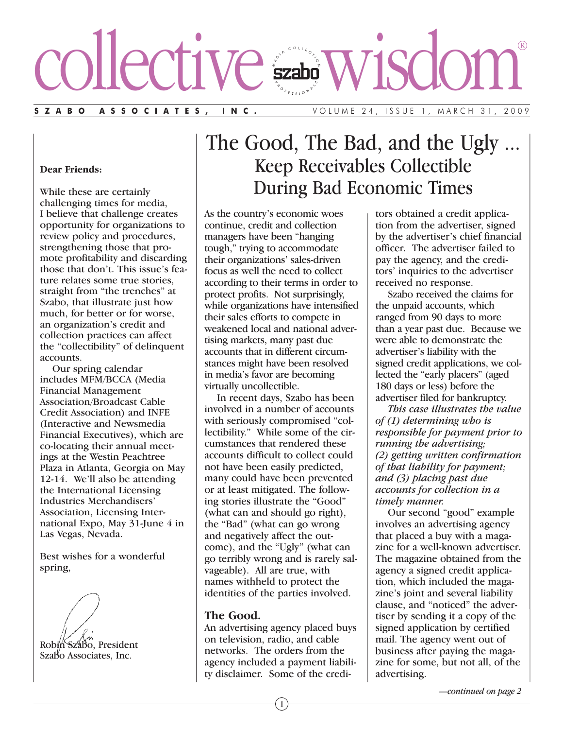# collective wisdom®

**SZABO ASSOCIATES, INC.** VOLUME 24, ISSUE 1, MARCH 31, 2009

**Dear Friends:**

While these are certainly challenging times for media, I believe that challenge creates opportunity for organizations to review policy and procedures, strengthening those that promote profitability and discarding those that don't. This issue's feature relates some true stories, straight from "the trenches" at Szabo, that illustrate just how much, for better or for worse, an organization's credit and collection practices can affect the "collectibility" of delinquent accounts.

Our spring calendar includes MFM/BCCA (Media Financial Management Association/Broadcast Cable Credit Association) and INFE (Interactive and Newsmedia Financial Executives), which are co-locating their annual meetings at the Westin Peachtree Plaza in Atlanta, Georgia on May 12-14. We'll also be attending the International Licensing Industries Merchandisers' Association, Licensing International Expo, May 31-June 4 in Las Vegas, Nevada.

Best wishes for a wonderful spring,

Robin Szabo, President
Szabo Associates, Inc.

## The Good, The Bad, and the Ugly ... Keep Receivables Collectible During Bad Economic Times

As the country's economic woes continue, credit and collection managers have been "hanging tough," trying to accommodate their organizations' sales-driven focus as well the need to collect according to their terms in order to protect profits. Not surprisingly, while organizations have intensified their sales efforts to compete in weakened local and national advertising markets, many past due accounts that in different circumstances might have been resolved in media's favor are becoming virtually uncollectible.

In recent days, Szabo has been involved in a number of accounts with seriously compromised "collectibility." While some of the circumstances that rendered these accounts difficult to collect could not have been easily predicted, many could have been prevented or at least mitigated. The following stories illustrate the "Good" (what can and should go right), the "Bad" (what can go wrong and negatively affect the outcome), and the "Ugly" (what can go terribly wrong and is rarely salvageable). All are true, with names withheld to protect the identities of the parties involved.

### The Good.

An advertising agency placed buys on television, radio, and cable networks. The orders from the agency included a payment liability disclaimer. Some of the creditors obtained a credit application from the advertiser, signed by the advertiser's chief financial officer. The advertiser failed to pay the agency, and the creditors' inquiries to the advertiser received no response.

Szabo received the claims for the unpaid accounts, which ranged from 90 days to more than a year past due. Because we were able to demonstrate the advertiser's liability with the signed credit applications, we collected the "early placers" (aged 180 days or less) before the advertiser filed for bankruptcy.

*This case illustrates the value of (1) determining who is responsible for payment prior to running the advertising; (2) getting written confirmation of that liability for payment; and (3) placing past due accounts for collection in a timely manner.*

Our second "good" example involves an advertising agency that placed a buy with a magazine for a well-known advertiser. The magazine obtained from the agency a signed credit application, which included the magazine's joint and several liability clause, and "noticed" the advertiser by sending it a copy of the signed application by certified mail. The agency went out of business after paying the magazine for some, but not all, of the advertising.

*—continued on page 2*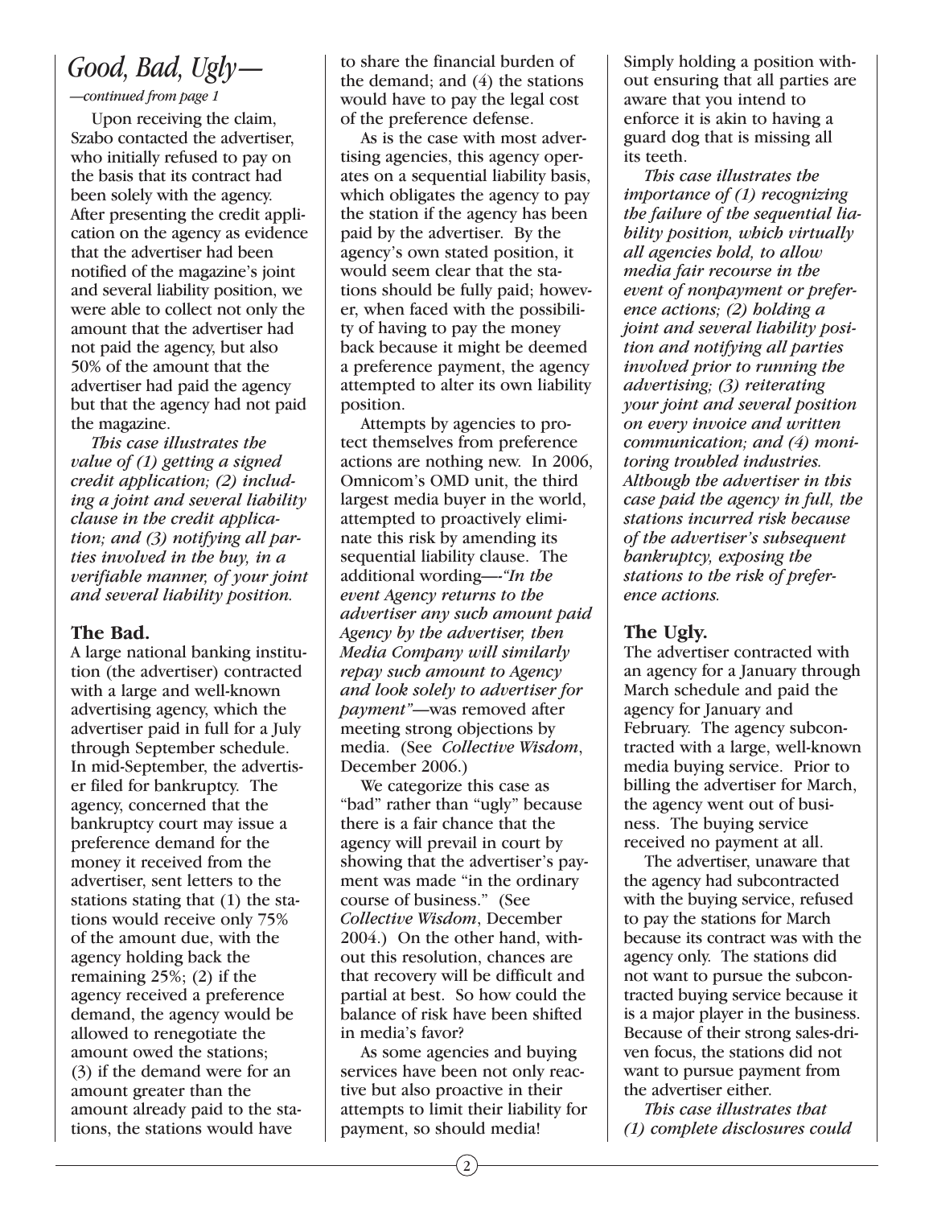## *Good, Bad, Ugly—*

*—continued from page 1*

Upon receiving the claim, Szabo contacted the advertiser, who initially refused to pay on the basis that its contract had been solely with the agency. After presenting the credit application on the agency as evidence that the advertiser had been notified of the magazine's joint and several liability position, we were able to collect not only the amount that the advertiser had not paid the agency, but also 50% of the amount that the advertiser had paid the agency but that the agency had not paid the magazine.

*This case illustrates the value of (1) getting a signed credit application; (2) including a joint and several liability clause in the credit application; and (3) notifying all parties involved in the buy, in a verifiable manner, of your joint and several liability position.*

### The Bad.

A large national banking institution (the advertiser) contracted with a large and well-known advertising agency, which the advertiser paid in full for a July through September schedule. In mid-September, the advertiser filed for bankruptcy. The agency, concerned that the bankruptcy court may issue a preference demand for the money it received from the advertiser, sent letters to the stations stating that (1) the stations would receive only 75% of the amount due, with the agency holding back the remaining 25%; (2) if the agency received a preference demand, the agency would be allowed to renegotiate the amount owed the stations; (3) if the demand were for an amount greater than the amount already paid to the stations, the stations would have to share the financial burden of the demand; and (4) the stations would have to pay the legal cost of the preference defense.

As is the case with most advertising agencies, this agency operates on a sequential liability basis, which obligates the agency to pay the station if the agency has been paid by the advertiser. By the agency's own stated position, it would seem clear that the stations should be fully paid; however, when faced with the possibility of having to pay the money back because it might be deemed a preference payment, the agency attempted to alter its own liability position.

Attempts by agencies to protect themselves from preference actions are nothing new. In 2006, Omnicom's OMD unit, the third largest media buyer in the world, attempted to proactively eliminate this risk by amending its sequential liability clause. The additional wording—*"In the event Agency returns to the advertiser any such amount paid Agency by the advertiser, then Media Company will similarly repay such amount to Agency and look solely to advertiser for payment"*—was removed after meeting strong objections by media. (See *Collective Wisdom*, December 2006.)

We categorize this case as "bad" rather than "ugly" because there is a fair chance that the agency will prevail in court by showing that the advertiser's payment was made "in the ordinary course of business." (See *Collective Wisdom*, December 2004.) On the other hand, without this resolution, chances are that recovery will be difficult and partial at best. So how could the balance of risk have been shifted in media's favor?

As some agencies and buying services have been not only reactive but also proactive in their attempts to limit their liability for payment, so should media!

Simply holding a position without ensuring that all parties are aware that you intend to enforce it is akin to having a guard dog that is missing all its teeth.

*This case illustrates the importance of (1) recognizing the failure of the sequential liability position, which virtually all agencies hold, to allow media fair recourse in the event of nonpayment or preference actions; (2) holding a joint and several liability position and notifying all parties involved prior to running the advertising; (3) reiterating your joint and several position on every invoice and written communication; and (4) monitoring troubled industries. Although the advertiser in this case paid the agency in full, the stations incurred risk because of the advertiser's subsequent bankruptcy, exposing the stations to the risk of preference actions.*

### The Ugly.

The advertiser contracted with an agency for a January through March schedule and paid the agency for January and February. The agency subcontracted with a large, well-known media buying service. Prior to billing the advertiser for March, the agency went out of business. The buying service received no payment at all.

The advertiser, unaware that the agency had subcontracted with the buying service, refused to pay the stations for March because its contract was with the agency only. The stations did not want to pursue the subcontracted buying service because it is a major player in the business. Because of their strong sales-driven focus, the stations did not want to pursue payment from the advertiser either.

*This case illustrates that (1) complete disclosures could*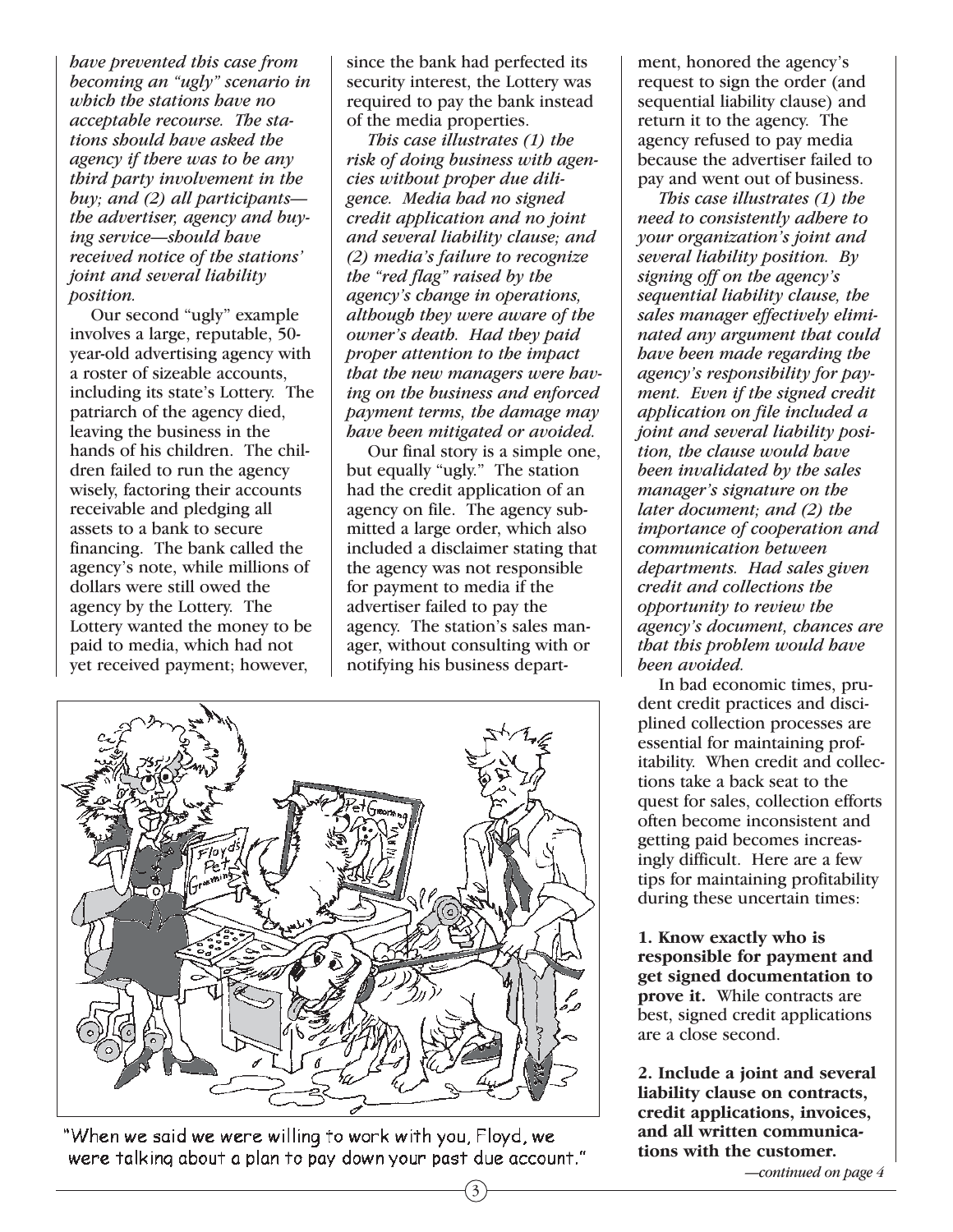*have prevented this case from becoming an "ugly" scenario in which the stations have no acceptable recourse. The stations should have asked the agency if there was to be any third party involvement in the buy; and (2) all participants—the advertiser, agency and buying service—should have received notice of the stations' joint and several liability position.*

Our second "ugly" example involves a large, reputable, 50-year-old advertising agency with a roster of sizeable accounts, including its state's Lottery. The patriarch of the agency died, leaving the business in the hands of his children. The children failed to run the agency wisely, factoring their accounts receivable and pledging all assets to a bank to secure financing. The bank called the agency's note, while millions of dollars were still owed the agency by the Lottery. The Lottery wanted the money to be paid to media, which had not yet received payment; however, since the bank had perfected its security interest, the Lottery was required to pay the bank instead of the media properties.

*This case illustrates (1) the risk of doing business with agencies without proper due diligence. Media had no signed credit application and no joint and several liability clause; and (2) media's failure to recognize the "red flag" raised by the agency's change in operations, although they were aware of the owner's death. Had they paid proper attention to the impact that the new managers were having on the business and enforced payment terms, the damage may have been mitigated or avoided.*

Our final story is a simple one, but equally "ugly." The station had the credit application of an agency on file. The agency submitted a large order, which also included a disclaimer stating that the agency was not responsible for payment to media if the advertiser failed to pay the agency. The station's sales manager, without consulting with or notifying his business department, honored the agency's request to sign the order (and sequential liability clause) and return it to the agency. The agency refused to pay media because the advertiser failed to pay and went out of business.

*This case illustrates (1) the need to consistently adhere to your organization's joint and several liability position. By signing off on the agency's sequential liability clause, the sales manager effectively eliminated any argument that could have been made regarding the agency's responsibility for payment. Even if the signed credit application on file included a joint and several liability position, the clause would have been invalidated by the sales manager's signature on the later document; and (2) the importance of cooperation and communication between departments. Had sales given credit and collections the opportunity to review the agency's document, chances are that this problem would have been avoided.*

In bad economic times, prudent credit practices and disciplined collection processes are essential for maintaining profitability. When credit and collections take a back seat to the quest for sales, collection efforts often become inconsistent and getting paid becomes increasingly difficult. Here are a few tips for maintaining profitability during these uncertain times:

**1. Know exactly who is responsible for payment and get signed documentation to prove it.** While contracts are best, signed credit applications are a close second.

**2. Include a joint and several liability clause on contracts, credit applications, invoices, and all written communications with the customer.**

*—continued on page 4*

"When we said we were willing to work with you, Floyd, we were talking about a plan to pay down your past due account."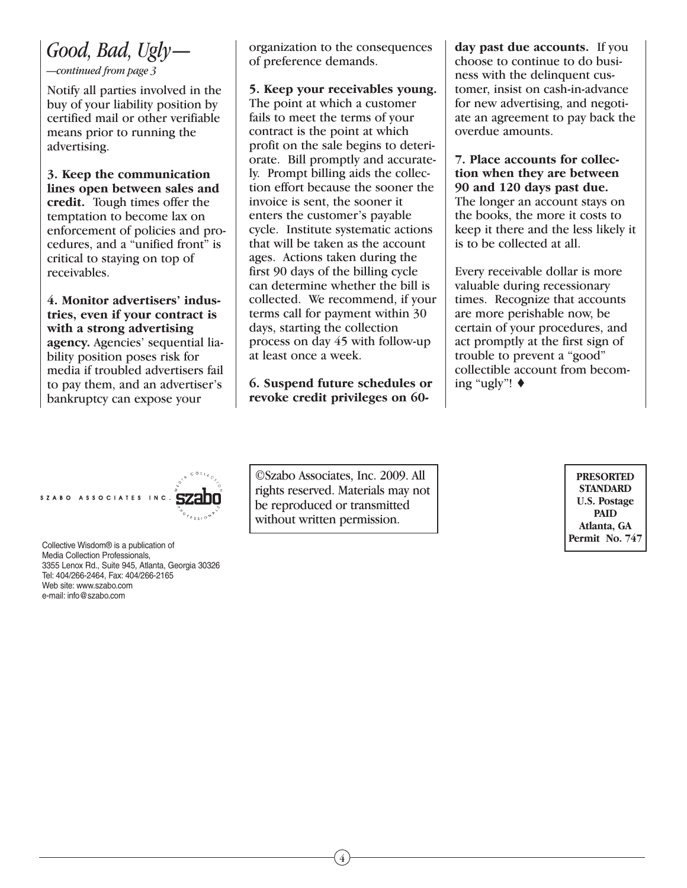# *Good, Bad, Ugly—*

*—continued from page 3*

Notify all parties involved in the buy of your liability position by certified mail or other verifiable means prior to running the advertising.

**3. Keep the communication lines open between sales and credit.** Tough times offer the temptation to become lax on enforcement of policies and procedures, and a "unified front" is critical to staying on top of receivables.

**4. Monitor advertisers' industries, even if your contract is with a strong advertising agency.** Agencies' sequential liability position poses risk for media if troubled advertisers fail to pay them, and an advertiser's bankruptcy can expose your organization to the consequences of preference demands.

**5. Keep your receivables young.** The point at which a customer fails to meet the terms of your contract is the point at which profit on the sale begins to deteriorate. Bill promptly and accurately. Prompt billing aids the collection effort because the sooner the invoice is sent, the sooner it enters the customer's payable cycle. Institute systematic actions that will be taken as the account ages. Actions taken during the first 90 days of the billing cycle can determine whether the bill is collected. We recommend, if your terms call for payment within 30 days, starting the collection process on day 45 with follow-up at least once a week.

**6. Suspend future schedules or revoke credit privileges on 60-day past due accounts.** If you choose to continue to do business with the delinquent customer, insist on cash-in-advance for new advertising, and negotiate an agreement to pay back the overdue amounts.

**7. Place accounts for collection when they are between 90 and 120 days past due.** The longer an account stays on the books, the more it costs to keep it there and the less likely it is to be collected at all.

Every receivable dollar is more valuable during recessionary times. Recognize that accounts are more perishable now, be certain of your procedures, and act promptly at the first sign of trouble to prevent a "good" collectible account from becoming "ugly"! ♦

SZABO ASSOCIATES INC. szabo MEDIA COLLECTION PROFESSIONALS

Collective Wisdom® is a publication of
Media Collection Professionals,
3355 Lenox Rd., Suite 945, Atlanta, Georgia 30326
Tel: 404/266-2464, Fax: 404/266-2165
Web site: www.szabo.com
e-mail: info@szabo.com

©Szabo Associates, Inc. 2009. All rights reserved. Materials may not be reproduced or transmitted without written permission.

**PRESORTED STANDARD U.S. Postage PAID Atlanta, GA Permit No. 747**